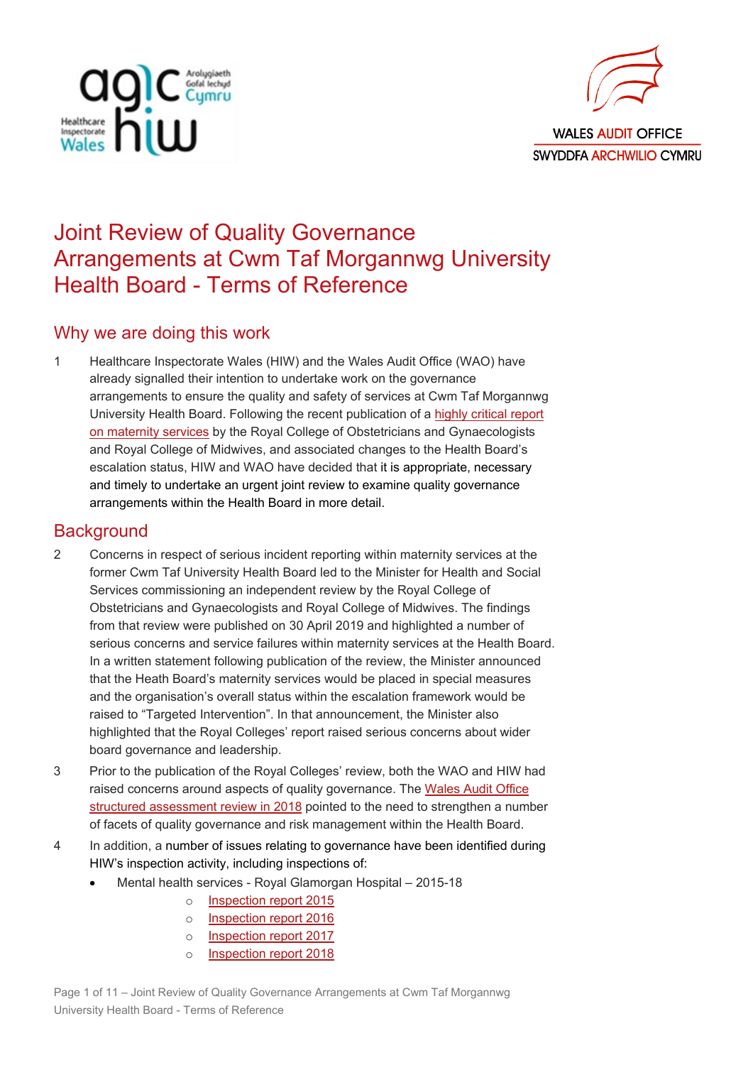# Joint Review of Quality Governance Arrangements at Cwm Taf Morgannwg University Health Board - Terms of Reference

## Why we are doing this work

1 Healthcare Inspectorate Wales (HIW) and the Wales Audit Office (WAO) have already signalled their intention to undertake work on the governance arrangements to ensure the quality and safety of services at Cwm Taf Morgannwg University Health Board. Following the recent publication of a highly critical report on maternity services by the Royal College of Obstetricians and Gynaecologists and Royal College of Midwives, and associated changes to the Health Board's escalation status, HIW and WAO have decided that it is appropriate, necessary and timely to undertake an urgent joint review to examine quality governance arrangements within the Health Board in more detail.

## Background

2 Concerns in respect of serious incident reporting within maternity services at the former Cwm Taf University Health Board led to the Minister for Health and Social Services commissioning an independent review by the Royal College of Obstetricians and Gynaecologists and Royal College of Midwives. The findings from that review were published on 30 April 2019 and highlighted a number of serious concerns and service failures within maternity services at the Health Board. In a written statement following publication of the review, the Minister announced that the Heath Board's maternity services would be placed in special measures and the organisation's overall status within the escalation framework would be raised to "Targeted Intervention". In that announcement, the Minister also highlighted that the Royal Colleges' report raised serious concerns about wider board governance and leadership.

3 Prior to the publication of the Royal Colleges' review, both the WAO and HIW had raised concerns around aspects of quality governance. The Wales Audit Office structured assessment review in 2018 pointed to the need to strengthen a number of facets of quality governance and risk management within the Health Board.

4 In addition, a number of issues relating to governance have been identified during HIW's inspection activity, including inspections of:

- Mental health services - Royal Glamorgan Hospital – 2015-18
  - Inspection report 2015
  - Inspection report 2016
  - Inspection report 2017
  - Inspection report 2018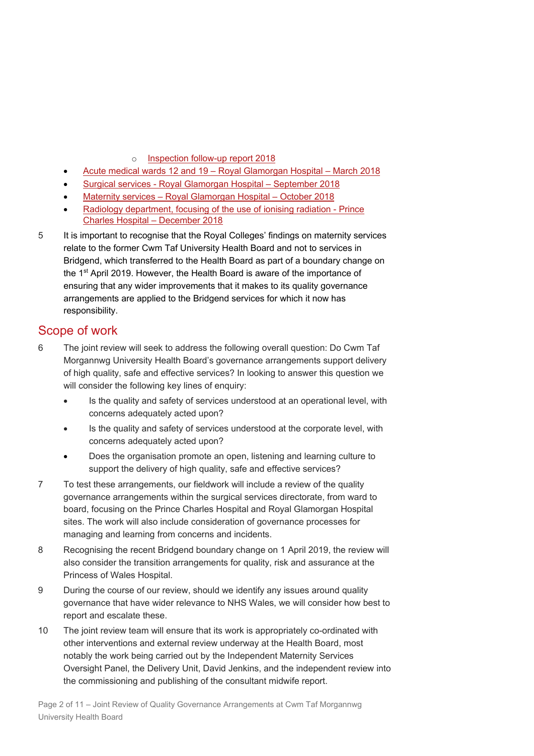- Inspection follow-up report 2018
- Acute medical wards 12 and 19 – Royal Glamorgan Hospital – March 2018
- Surgical services - Royal Glamorgan Hospital – September 2018
- Maternity services – Royal Glamorgan Hospital – October 2018
- Radiology department, focusing of the use of ionising radiation - Prince Charles Hospital – December 2018

5 It is important to recognise that the Royal Colleges' findings on maternity services relate to the former Cwm Taf University Health Board and not to services in Bridgend, which transferred to the Health Board as part of a boundary change on the 1st April 2019. However, the Health Board is aware of the importance of ensuring that any wider improvements that it makes to its quality governance arrangements are applied to the Bridgend services for which it now has responsibility.

## Scope of work

6 The joint review will seek to address the following overall question: Do Cwm Taf Morgannwg University Health Board's governance arrangements support delivery of high quality, safe and effective services? In looking to answer this question we will consider the following key lines of enquiry:

- Is the quality and safety of services understood at an operational level, with concerns adequately acted upon?
- Is the quality and safety of services understood at the corporate level, with concerns adequately acted upon?
- Does the organisation promote an open, listening and learning culture to support the delivery of high quality, safe and effective services?

7 To test these arrangements, our fieldwork will include a review of the quality governance arrangements within the surgical services directorate, from ward to board, focusing on the Prince Charles Hospital and Royal Glamorgan Hospital sites. The work will also include consideration of governance processes for managing and learning from concerns and incidents.

8 Recognising the recent Bridgend boundary change on 1 April 2019, the review will also consider the transition arrangements for quality, risk and assurance at the Princess of Wales Hospital.

9 During the course of our review, should we identify any issues around quality governance that have wider relevance to NHS Wales, we will consider how best to report and escalate these.

10 The joint review team will ensure that its work is appropriately co-ordinated with other interventions and external review underway at the Health Board, most notably the work being carried out by the Independent Maternity Services Oversight Panel, the Delivery Unit, David Jenkins, and the independent review into the commissioning and publishing of the consultant midwife report.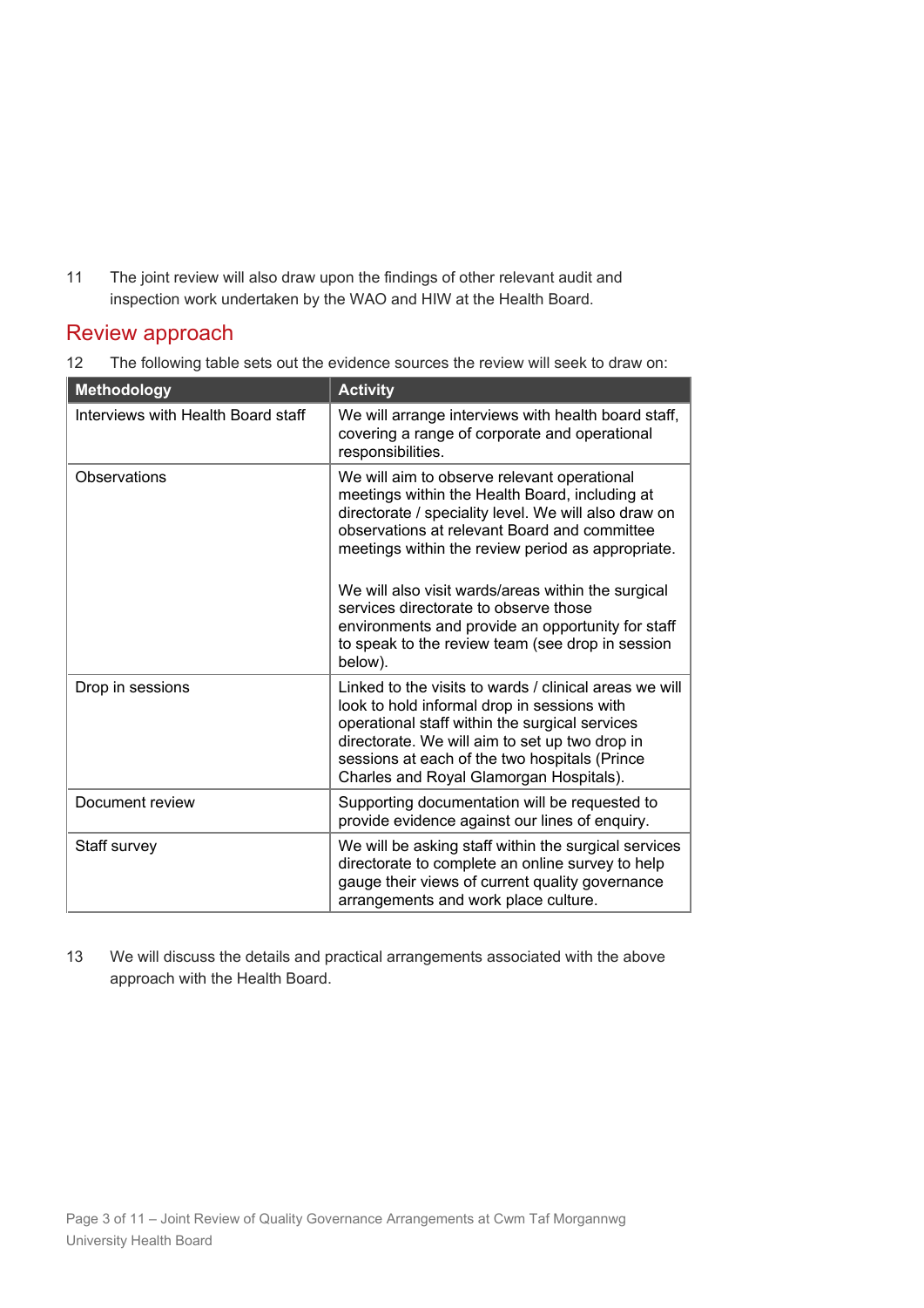11 The joint review will also draw upon the findings of other relevant audit and inspection work undertaken by the WAO and HIW at the Health Board.

## Review approach

12 The following table sets out the evidence sources the review will seek to draw on:

| Methodology | Activity |
|---|---|
| Interviews with Health Board staff | We will arrange interviews with health board staff, covering a range of corporate and operational responsibilities. |
| Observations | We will aim to observe relevant operational meetings within the Health Board, including at directorate / speciality level. We will also draw on observations at relevant Board and committee meetings within the review period as appropriate.<br><br>We will also visit wards/areas within the surgical services directorate to observe those environments and provide an opportunity for staff to speak to the review team (see drop in session below). |
| Drop in sessions | Linked to the visits to wards / clinical areas we will look to hold informal drop in sessions with operational staff within the surgical services directorate. We will aim to set up two drop in sessions at each of the two hospitals (Prince Charles and Royal Glamorgan Hospitals). |
| Document review | Supporting documentation will be requested to provide evidence against our lines of enquiry. |
| Staff survey | We will be asking staff within the surgical services directorate to complete an online survey to help gauge their views of current quality governance arrangements and work place culture. |

13 We will discuss the details and practical arrangements associated with the above approach with the Health Board.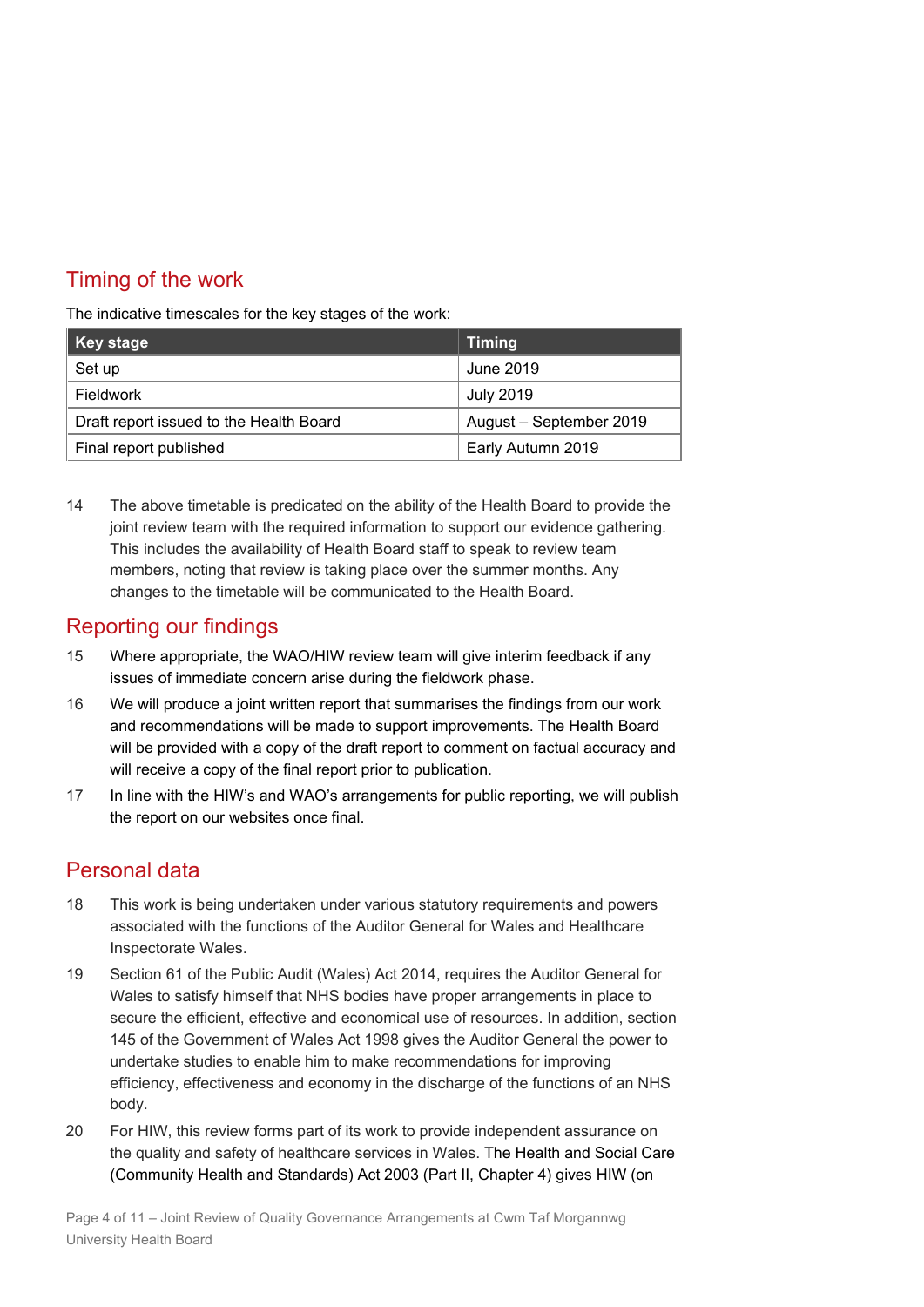## Timing of the work

The indicative timescales for the key stages of the work:

| Key stage | Timing |
|---|---|
| Set up | June 2019 |
| Fieldwork | July 2019 |
| Draft report issued to the Health Board | August – September 2019 |
| Final report published | Early Autumn 2019 |

14 The above timetable is predicated on the ability of the Health Board to provide the joint review team with the required information to support our evidence gathering. This includes the availability of Health Board staff to speak to review team members, noting that review is taking place over the summer months. Any changes to the timetable will be communicated to the Health Board.

## Reporting our findings

15 Where appropriate, the WAO/HIW review team will give interim feedback if any issues of immediate concern arise during the fieldwork phase.

16 We will produce a joint written report that summarises the findings from our work and recommendations will be made to support improvements. The Health Board will be provided with a copy of the draft report to comment on factual accuracy and will receive a copy of the final report prior to publication.

17 In line with the HIW's and WAO's arrangements for public reporting, we will publish the report on our websites once final.

## Personal data

18 This work is being undertaken under various statutory requirements and powers associated with the functions of the Auditor General for Wales and Healthcare Inspectorate Wales.

19 Section 61 of the Public Audit (Wales) Act 2014, requires the Auditor General for Wales to satisfy himself that NHS bodies have proper arrangements in place to secure the efficient, effective and economical use of resources. In addition, section 145 of the Government of Wales Act 1998 gives the Auditor General the power to undertake studies to enable him to make recommendations for improving efficiency, effectiveness and economy in the discharge of the functions of an NHS body.

20 For HIW, this review forms part of its work to provide independent assurance on the quality and safety of healthcare services in Wales. The Health and Social Care (Community Health and Standards) Act 2003 (Part II, Chapter 4) gives HIW (on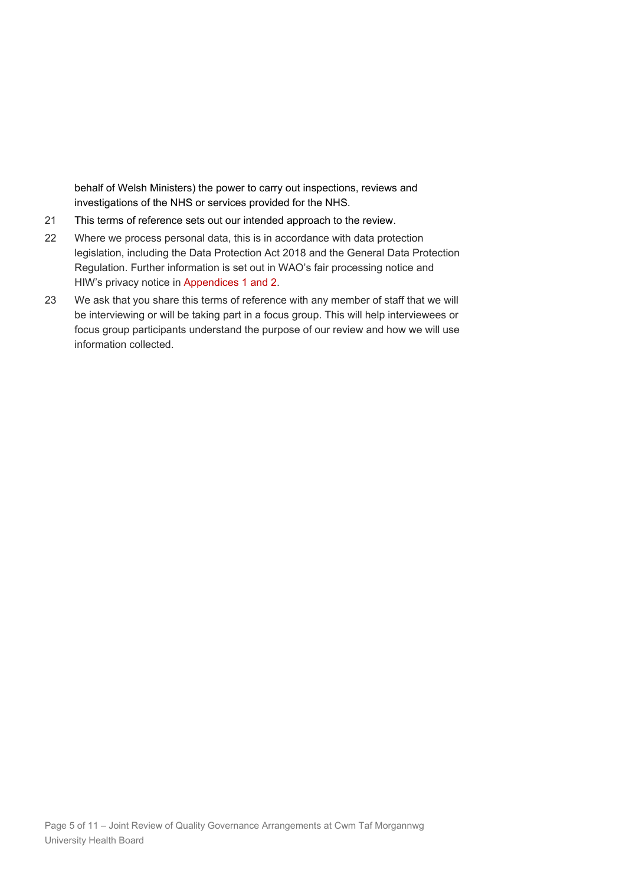behalf of Welsh Ministers) the power to carry out inspections, reviews and investigations of the NHS or services provided for the NHS.

21 This terms of reference sets out our intended approach to the review.

22 Where we process personal data, this is in accordance with data protection legislation, including the Data Protection Act 2018 and the General Data Protection Regulation. Further information is set out in WAO's fair processing notice and HIW's privacy notice in Appendices 1 and 2.

23 We ask that you share this terms of reference with any member of staff that we will be interviewing or will be taking part in a focus group. This will help interviewees or focus group participants understand the purpose of our review and how we will use information collected.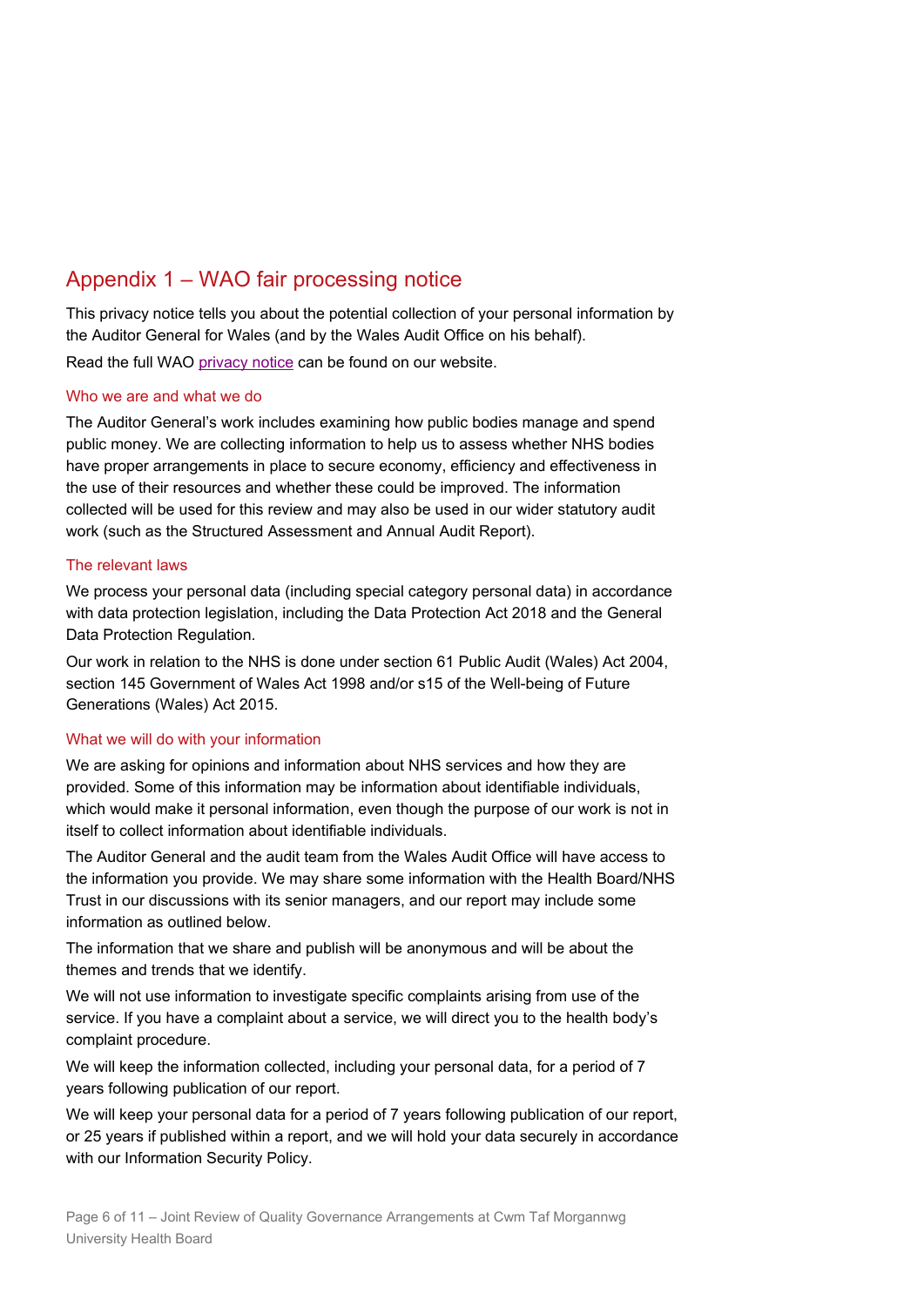## Appendix 1 – WAO fair processing notice

This privacy notice tells you about the potential collection of your personal information by the Auditor General for Wales (and by the Wales Audit Office on his behalf).

Read the full WAO privacy notice can be found on our website.

### Who we are and what we do

The Auditor General's work includes examining how public bodies manage and spend public money. We are collecting information to help us to assess whether NHS bodies have proper arrangements in place to secure economy, efficiency and effectiveness in the use of their resources and whether these could be improved. The information collected will be used for this review and may also be used in our wider statutory audit work (such as the Structured Assessment and Annual Audit Report).

### The relevant laws

We process your personal data (including special category personal data) in accordance with data protection legislation, including the Data Protection Act 2018 and the General Data Protection Regulation.

Our work in relation to the NHS is done under section 61 Public Audit (Wales) Act 2004, section 145 Government of Wales Act 1998 and/or s15 of the Well-being of Future Generations (Wales) Act 2015.

### What we will do with your information

We are asking for opinions and information about NHS services and how they are provided. Some of this information may be information about identifiable individuals, which would make it personal information, even though the purpose of our work is not in itself to collect information about identifiable individuals.

The Auditor General and the audit team from the Wales Audit Office will have access to the information you provide. We may share some information with the Health Board/NHS Trust in our discussions with its senior managers, and our report may include some information as outlined below.

The information that we share and publish will be anonymous and will be about the themes and trends that we identify.

We will not use information to investigate specific complaints arising from use of the service. If you have a complaint about a service, we will direct you to the health body's complaint procedure.

We will keep the information collected, including your personal data, for a period of 7 years following publication of our report.

We will keep your personal data for a period of 7 years following publication of our report, or 25 years if published within a report, and we will hold your data securely in accordance with our Information Security Policy.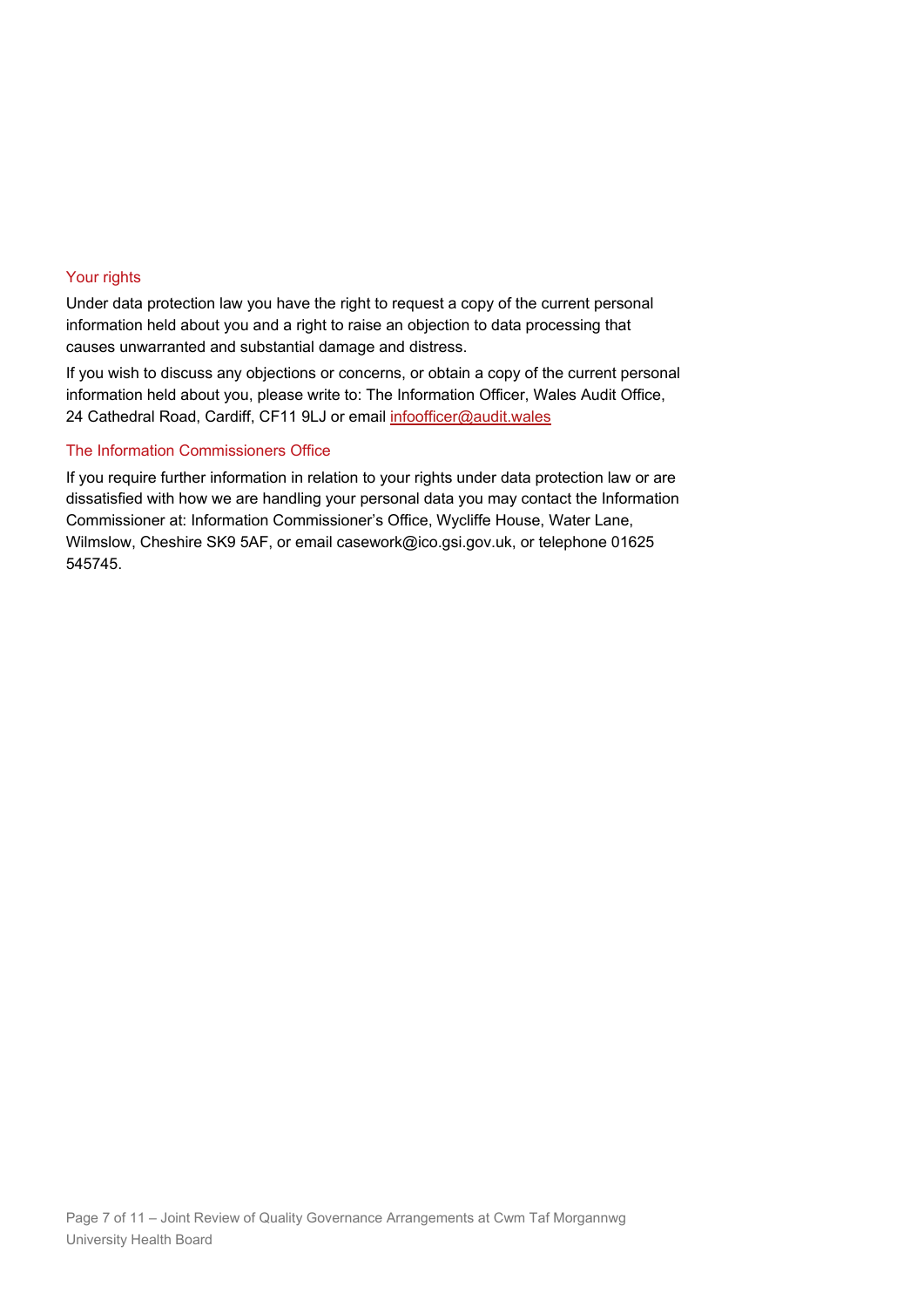### Your rights

Under data protection law you have the right to request a copy of the current personal information held about you and a right to raise an objection to data processing that causes unwarranted and substantial damage and distress.

If you wish to discuss any objections or concerns, or obtain a copy of the current personal information held about you, please write to: The Information Officer, Wales Audit Office, 24 Cathedral Road, Cardiff, CF11 9LJ or email [infoofficer@audit.wales](mailto:infoofficer@audit.wales)

### The Information Commissioners Office

If you require further information in relation to your rights under data protection law or are dissatisfied with how we are handling your personal data you may contact the Information Commissioner at: Information Commissioner's Office, Wycliffe House, Water Lane, Wilmslow, Cheshire SK9 5AF, or email casework@ico.gsi.gov.uk, or telephone 01625 545745.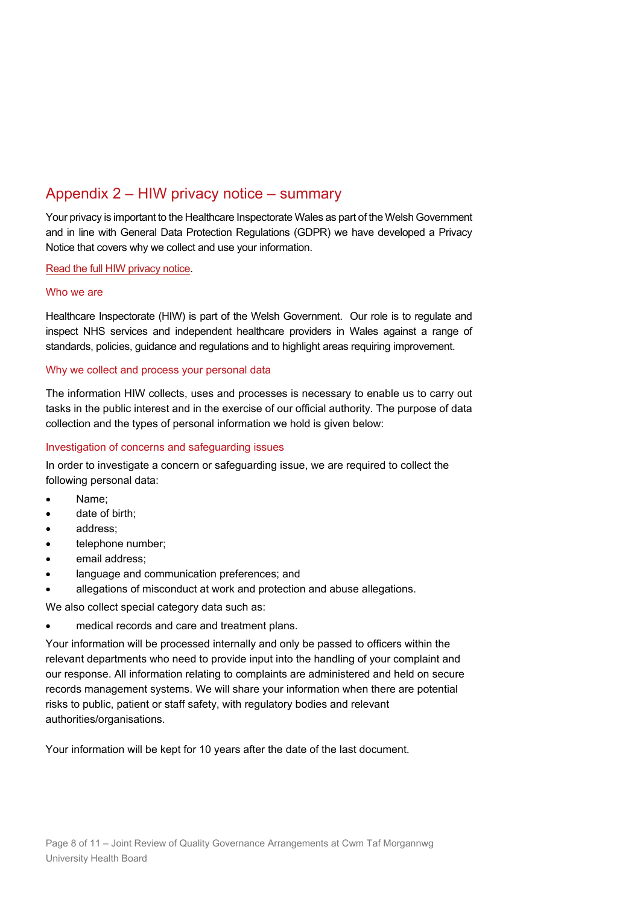## Appendix 2 – HIW privacy notice – summary

Your privacy is important to the Healthcare Inspectorate Wales as part of the Welsh Government and in line with General Data Protection Regulations (GDPR) we have developed a Privacy Notice that covers why we collect and use your information.

Read the full HIW privacy notice.

### Who we are

Healthcare Inspectorate (HIW) is part of the Welsh Government. Our role is to regulate and inspect NHS services and independent healthcare providers in Wales against a range of standards, policies, guidance and regulations and to highlight areas requiring improvement.

### Why we collect and process your personal data

The information HIW collects, uses and processes is necessary to enable us to carry out tasks in the public interest and in the exercise of our official authority. The purpose of data collection and the types of personal information we hold is given below:

### Investigation of concerns and safeguarding issues

In order to investigate a concern or safeguarding issue, we are required to collect the following personal data:

- Name;
- date of birth;
- address;
- telephone number;
- email address;
- language and communication preferences; and
- allegations of misconduct at work and protection and abuse allegations.

We also collect special category data such as:

- medical records and care and treatment plans.

Your information will be processed internally and only be passed to officers within the relevant departments who need to provide input into the handling of your complaint and our response. All information relating to complaints are administered and held on secure records management systems. We will share your information when there are potential risks to public, patient or staff safety, with regulatory bodies and relevant authorities/organisations.

Your information will be kept for 10 years after the date of the last document.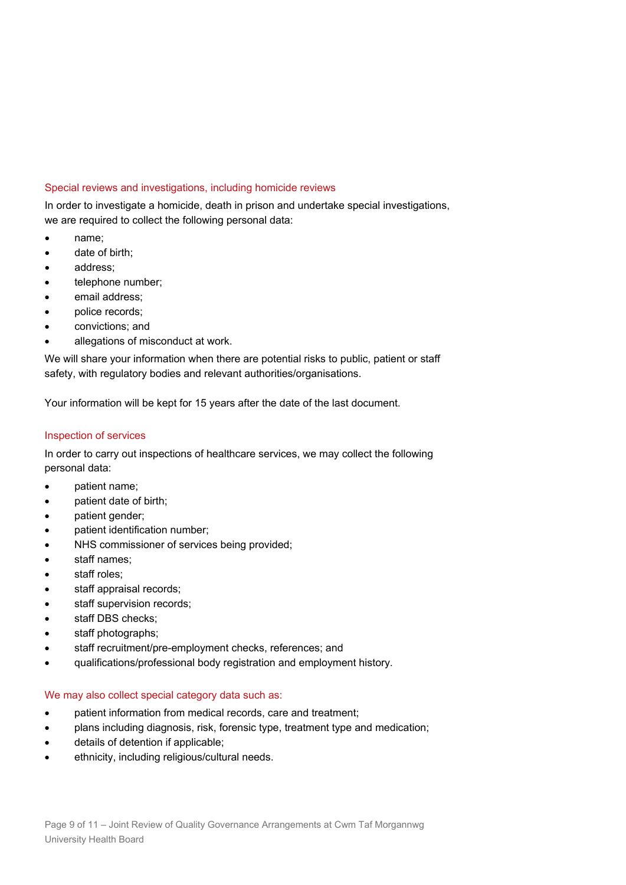### Special reviews and investigations, including homicide reviews

In order to investigate a homicide, death in prison and undertake special investigations, we are required to collect the following personal data:

- name;
- date of birth;
- address;
- telephone number;
- email address;
- police records;
- convictions; and
- allegations of misconduct at work.

We will share your information when there are potential risks to public, patient or staff safety, with regulatory bodies and relevant authorities/organisations.

Your information will be kept for 15 years after the date of the last document.

### Inspection of services

In order to carry out inspections of healthcare services, we may collect the following personal data:

- patient name;
- patient date of birth;
- patient gender;
- patient identification number;
- NHS commissioner of services being provided;
- staff names;
- staff roles;
- staff appraisal records;
- staff supervision records;
- staff DBS checks;
- staff photographs;
- staff recruitment/pre-employment checks, references; and
- qualifications/professional body registration and employment history.

### We may also collect special category data such as:

- patient information from medical records, care and treatment;
- plans including diagnosis, risk, forensic type, treatment type and medication;
- details of detention if applicable;
- ethnicity, including religious/cultural needs.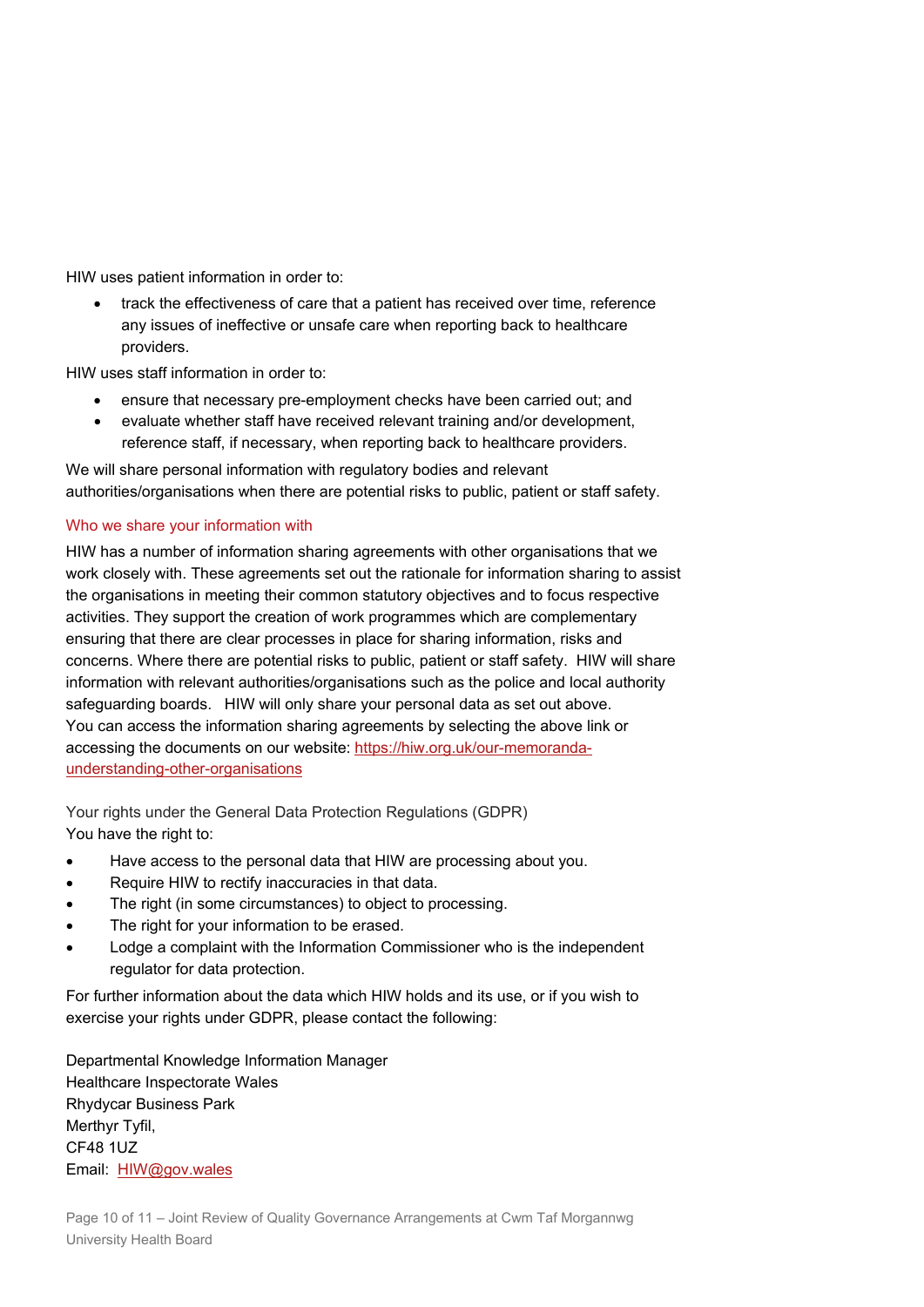HIW uses patient information in order to:

- track the effectiveness of care that a patient has received over time, reference any issues of ineffective or unsafe care when reporting back to healthcare providers.

HIW uses staff information in order to:

- ensure that necessary pre-employment checks have been carried out; and
- evaluate whether staff have received relevant training and/or development, reference staff, if necessary, when reporting back to healthcare providers.

We will share personal information with regulatory bodies and relevant authorities/organisations when there are potential risks to public, patient or staff safety.

### Who we share your information with

HIW has a number of information sharing agreements with other organisations that we work closely with. These agreements set out the rationale for information sharing to assist the organisations in meeting their common statutory objectives and to focus respective activities. They support the creation of work programmes which are complementary ensuring that there are clear processes in place for sharing information, risks and concerns. Where there are potential risks to public, patient or staff safety. HIW will share information with relevant authorities/organisations such as the police and local authority safeguarding boards. HIW will only share your personal data as set out above.
You can access the information sharing agreements by selecting the above link or accessing the documents on our website: [https://hiw.org.uk/our-memoranda-understanding-other-organisations](https://hiw.org.uk/our-memoranda-understanding-other-organisations)

### Your rights under the General Data Protection Regulations (GDPR)

You have the right to:

- Have access to the personal data that HIW are processing about you.
- Require HIW to rectify inaccuracies in that data.
- The right (in some circumstances) to object to processing.
- The right for your information to be erased.
- Lodge a complaint with the Information Commissioner who is the independent regulator for data protection.

For further information about the data which HIW holds and its use, or if you wish to exercise your rights under GDPR, please contact the following:

Departmental Knowledge Information Manager
Healthcare Inspectorate Wales
Rhydycar Business Park
Merthyr Tyfil,
CF48 1UZ
Email: [HIW@gov.wales](mailto:HIW@gov.wales)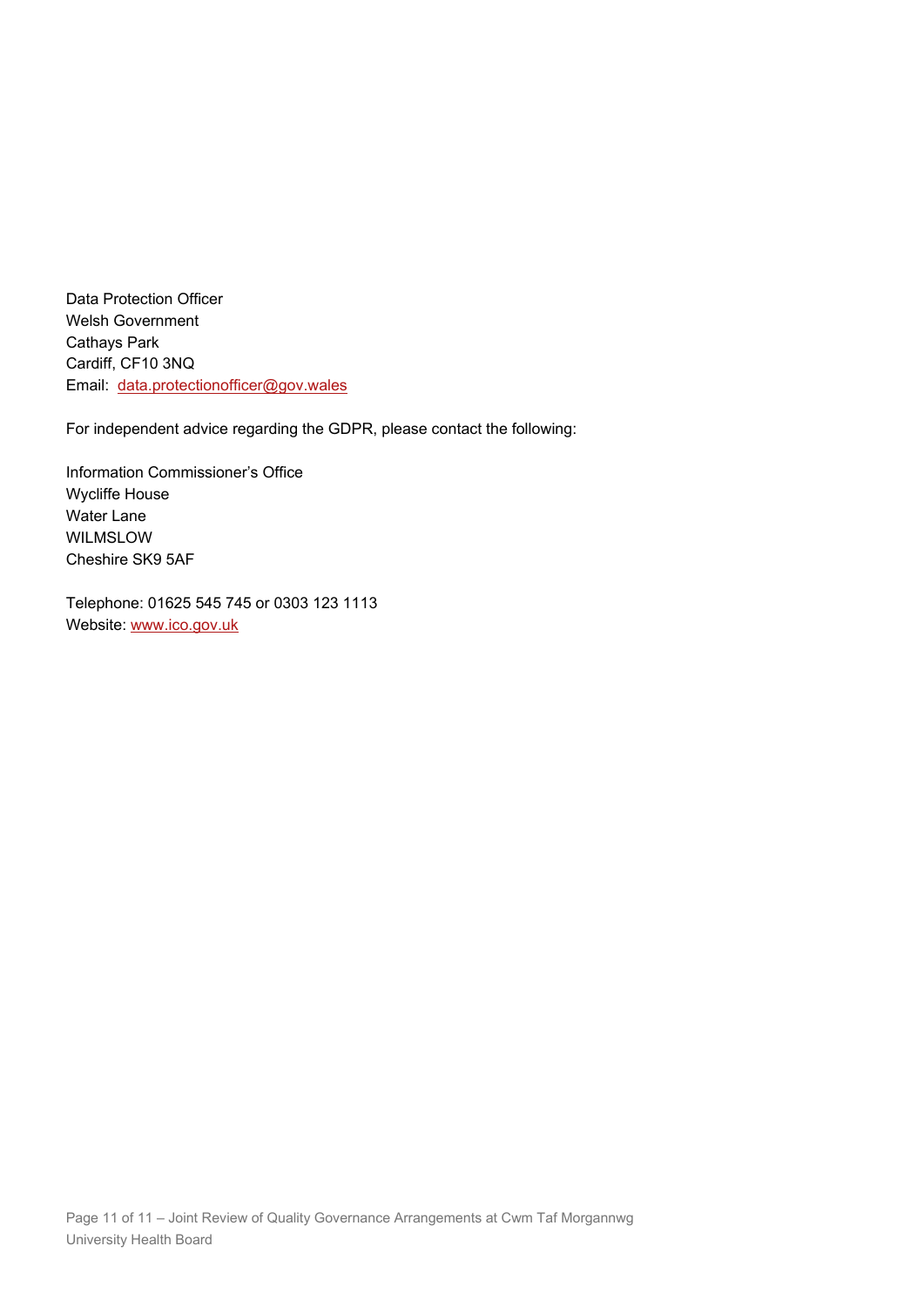Data Protection Officer
Welsh Government
Cathays Park
Cardiff, CF10 3NQ
Email: data.protectionofficer@gov.wales

For independent advice regarding the GDPR, please contact the following:

Information Commissioner's Office
Wycliffe House
Water Lane
WILMSLOW
Cheshire SK9 5AF

Telephone: 01625 545 745 or 0303 123 1113
Website: www.ico.gov.uk